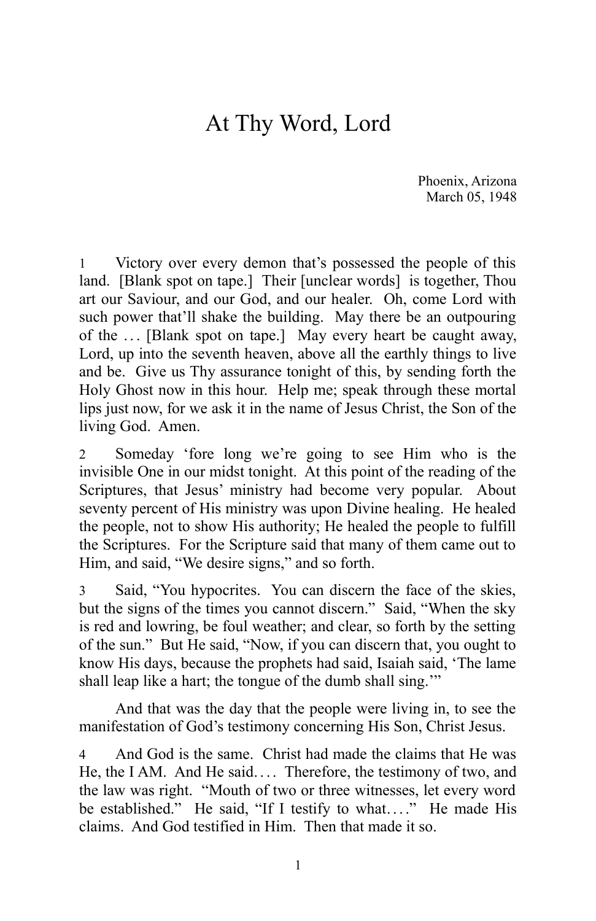# At Thy Word, Lord

Phoenix, Arizona
March 05, 1948

1 Victory over every demon that's possessed the people of this land. [Blank spot on tape.] Their [unclear words] is together, Thou art our Saviour, and our God, and our healer. Oh, come Lord with such power that'll shake the building. May there be an outpouring of the … [Blank spot on tape.] May every heart be caught away, Lord, up into the seventh heaven, above all the earthly things to live and be. Give us Thy assurance tonight of this, by sending forth the Holy Ghost now in this hour. Help me; speak through these mortal lips just now, for we ask it in the name of Jesus Christ, the Son of the living God. Amen.

2 Someday 'fore long we're going to see Him who is the invisible One in our midst tonight. At this point of the reading of the Scriptures, that Jesus' ministry had become very popular. About seventy percent of His ministry was upon Divine healing. He healed the people, not to show His authority; He healed the people to fulfill the Scriptures. For the Scripture said that many of them came out to Him, and said, "We desire signs," and so forth.

3 Said, "You hypocrites. You can discern the face of the skies, but the signs of the times you cannot discern." Said, "When the sky is red and lowring, be foul weather; and clear, so forth by the setting of the sun." But He said, "Now, if you can discern that, you ought to know His days, because the prophets had said, Isaiah said, 'The lame shall leap like a hart; the tongue of the dumb shall sing.'"

And that was the day that the people were living in, to see the manifestation of God's testimony concerning His Son, Christ Jesus.

4 And God is the same. Christ had made the claims that He was He, the I AM. And He said.… Therefore, the testimony of two, and the law was right. "Mouth of two or three witnesses, let every word be established." He said, "If I testify to what.…" He made His claims. And God testified in Him. Then that made it so.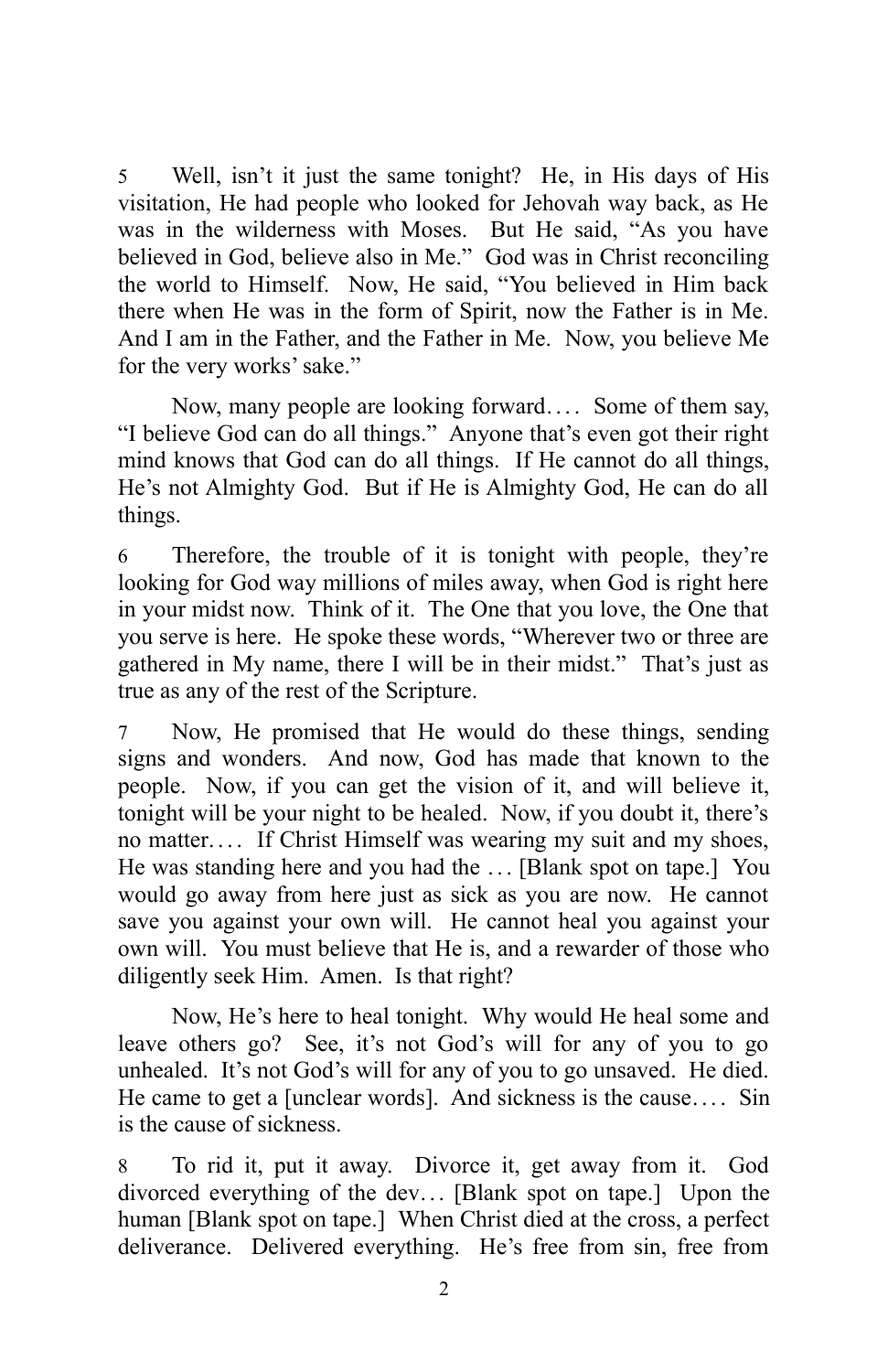5 Well, isn't it just the same tonight? He, in His days of His visitation, He had people who looked for Jehovah way back, as He was in the wilderness with Moses. But He said, "As you have believed in God, believe also in Me." God was in Christ reconciling the world to Himself. Now, He said, "You believed in Him back there when He was in the form of Spirit, now the Father is in Me. And I am in the Father, and the Father in Me. Now, you believe Me for the very works' sake."

Now, many people are looking forward.... Some of them say, "I believe God can do all things." Anyone that's even got their right mind knows that God can do all things. If He cannot do all things, He's not Almighty God. But if He is Almighty God, He can do all things.

6 Therefore, the trouble of it is tonight with people, they're looking for God way millions of miles away, when God is right here in your midst now. Think of it. The One that you love, the One that you serve is here. He spoke these words, "Wherever two or three are gathered in My name, there I will be in their midst." That's just as true as any of the rest of the Scripture.

7 Now, He promised that He would do these things, sending signs and wonders. And now, God has made that known to the people. Now, if you can get the vision of it, and will believe it, tonight will be your night to be healed. Now, if you doubt it, there's no matter.... If Christ Himself was wearing my suit and my shoes, He was standing here and you had the ... [Blank spot on tape.] You would go away from here just as sick as you are now. He cannot save you against your own will. He cannot heal you against your own will. You must believe that He is, and a rewarder of those who diligently seek Him. Amen. Is that right?

Now, He's here to heal tonight. Why would He heal some and leave others go? See, it's not God's will for any of you to go unhealed. It's not God's will for any of you to go unsaved. He died. He came to get a [unclear words]. And sickness is the cause.... Sin is the cause of sickness.

8 To rid it, put it away. Divorce it, get away from it. God divorced everything of the dev... [Blank spot on tape.] Upon the human [Blank spot on tape.] When Christ died at the cross, a perfect deliverance. Delivered everything. He's free from sin, free from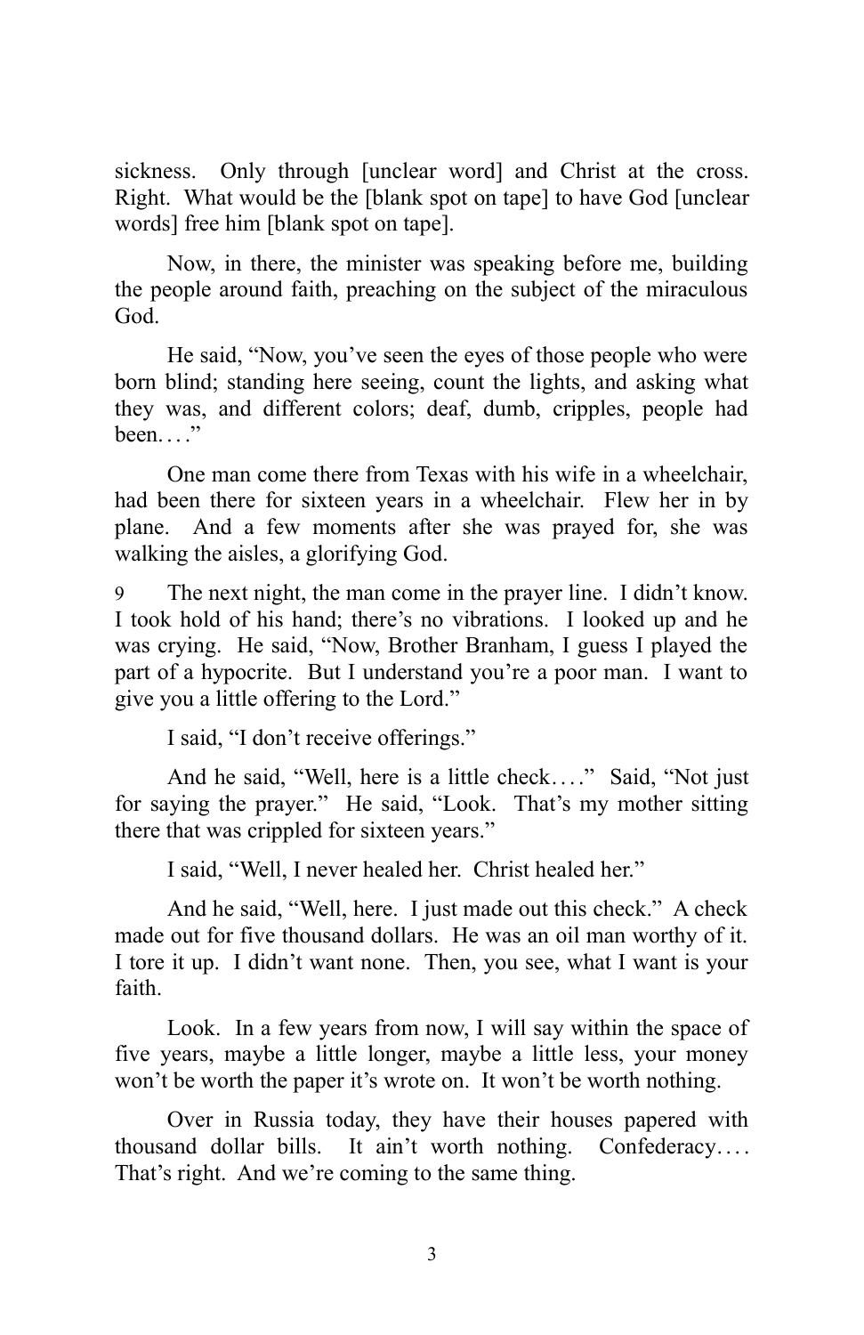sickness. Only through [unclear word] and Christ at the cross. Right. What would be the [blank spot on tape] to have God [unclear words] free him [blank spot on tape].

Now, in there, the minister was speaking before me, building the people around faith, preaching on the subject of the miraculous God.

He said, "Now, you've seen the eyes of those people who were born blind; standing here seeing, count the lights, and asking what they was, and different colors; deaf, dumb, cripples, people had been. . . ."

One man come there from Texas with his wife in a wheelchair, had been there for sixteen years in a wheelchair. Flew her in by plane. And a few moments after she was prayed for, she was walking the aisles, a glorifying God.

9 The next night, the man come in the prayer line. I didn't know. I took hold of his hand; there's no vibrations. I looked up and he was crying. He said, "Now, Brother Branham, I guess I played the part of a hypocrite. But I understand you're a poor man. I want to give you a little offering to the Lord."

I said, "I don't receive offerings."

And he said, "Well, here is a little check. . . ." Said, "Not just for saying the prayer." He said, "Look. That's my mother sitting there that was crippled for sixteen years."

I said, "Well, I never healed her. Christ healed her."

And he said, "Well, here. I just made out this check." A check made out for five thousand dollars. He was an oil man worthy of it. I tore it up. I didn't want none. Then, you see, what I want is your faith.

Look. In a few years from now, I will say within the space of five years, maybe a little longer, maybe a little less, your money won't be worth the paper it's wrote on. It won't be worth nothing.

Over in Russia today, they have their houses papered with thousand dollar bills. It ain't worth nothing. Confederacy. . . . That's right. And we're coming to the same thing.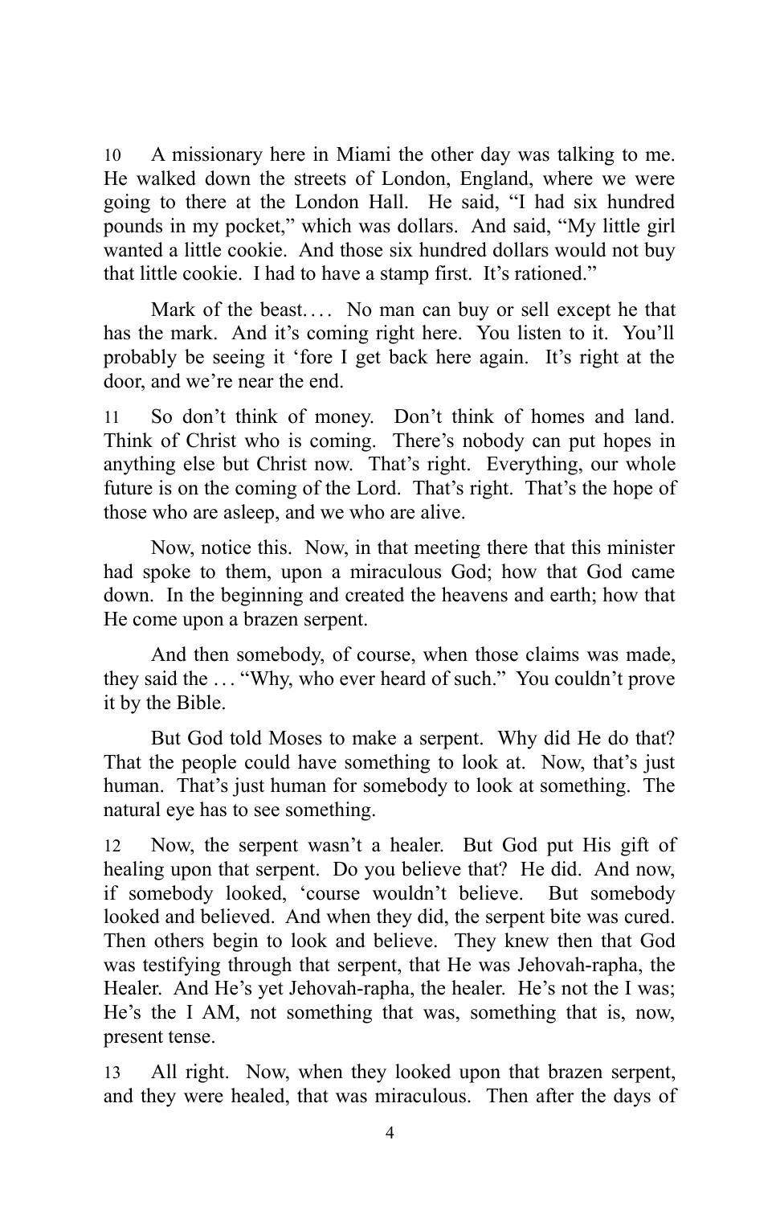10 A missionary here in Miami the other day was talking to me. He walked down the streets of London, England, where we were going to there at the London Hall. He said, "I had six hundred pounds in my pocket," which was dollars. And said, "My little girl wanted a little cookie. And those six hundred dollars would not buy that little cookie. I had to have a stamp first. It's rationed."

Mark of the beast.... No man can buy or sell except he that has the mark. And it's coming right here. You listen to it. You'll probably be seeing it 'fore I get back here again. It's right at the door, and we're near the end.

11 So don't think of money. Don't think of homes and land. Think of Christ who is coming. There's nobody can put hopes in anything else but Christ now. That's right. Everything, our whole future is on the coming of the Lord. That's right. That's the hope of those who are asleep, and we who are alive.

Now, notice this. Now, in that meeting there that this minister had spoke to them, upon a miraculous God; how that God came down. In the beginning and created the heavens and earth; how that He come upon a brazen serpent.

And then somebody, of course, when those claims was made, they said the ... "Why, who ever heard of such." You couldn't prove it by the Bible.

But God told Moses to make a serpent. Why did He do that? That the people could have something to look at. Now, that's just human. That's just human for somebody to look at something. The natural eye has to see something.

12 Now, the serpent wasn't a healer. But God put His gift of healing upon that serpent. Do you believe that? He did. And now, if somebody looked, 'course wouldn't believe. But somebody looked and believed. And when they did, the serpent bite was cured. Then others begin to look and believe. They knew then that God was testifying through that serpent, that He was Jehovah-rapha, the Healer. And He's yet Jehovah-rapha, the healer. He's not the I was; He's the I AM, not something that was, something that is, now, present tense.

13 All right. Now, when they looked upon that brazen serpent, and they were healed, that was miraculous. Then after the days of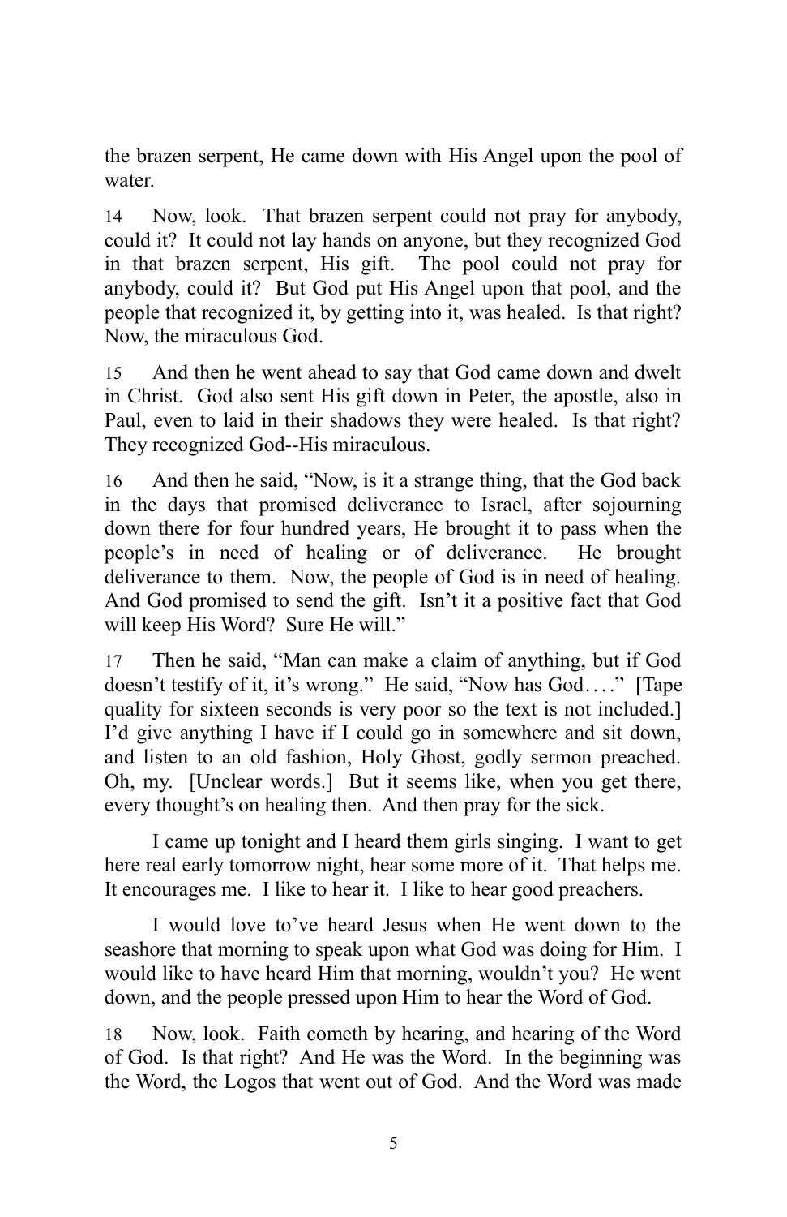the brazen serpent, He came down with His Angel upon the pool of water.

14 Now, look. That brazen serpent could not pray for anybody, could it? It could not lay hands on anyone, but they recognized God in that brazen serpent, His gift. The pool could not pray for anybody, could it? But God put His Angel upon that pool, and the people that recognized it, by getting into it, was healed. Is that right? Now, the miraculous God.

15 And then he went ahead to say that God came down and dwelt in Christ. God also sent His gift down in Peter, the apostle, also in Paul, even to laid in their shadows they were healed. Is that right? They recognized God--His miraculous.

16 And then he said, "Now, is it a strange thing, that the God back in the days that promised deliverance to Israel, after sojourning down there for four hundred years, He brought it to pass when the people's in need of healing or of deliverance. He brought deliverance to them. Now, the people of God is in need of healing. And God promised to send the gift. Isn't it a positive fact that God will keep His Word? Sure He will."

17 Then he said, "Man can make a claim of anything, but if God doesn't testify of it, it's wrong." He said, "Now has God…." [Tape quality for sixteen seconds is very poor so the text is not included.] I'd give anything I have if I could go in somewhere and sit down, and listen to an old fashion, Holy Ghost, godly sermon preached. Oh, my. [Unclear words.] But it seems like, when you get there, every thought's on healing then. And then pray for the sick.

I came up tonight and I heard them girls singing. I want to get here real early tomorrow night, hear some more of it. That helps me. It encourages me. I like to hear it. I like to hear good preachers.

I would love to've heard Jesus when He went down to the seashore that morning to speak upon what God was doing for Him. I would like to have heard Him that morning, wouldn't you? He went down, and the people pressed upon Him to hear the Word of God.

18 Now, look. Faith cometh by hearing, and hearing of the Word of God. Is that right? And He was the Word. In the beginning was the Word, the Logos that went out of God. And the Word was made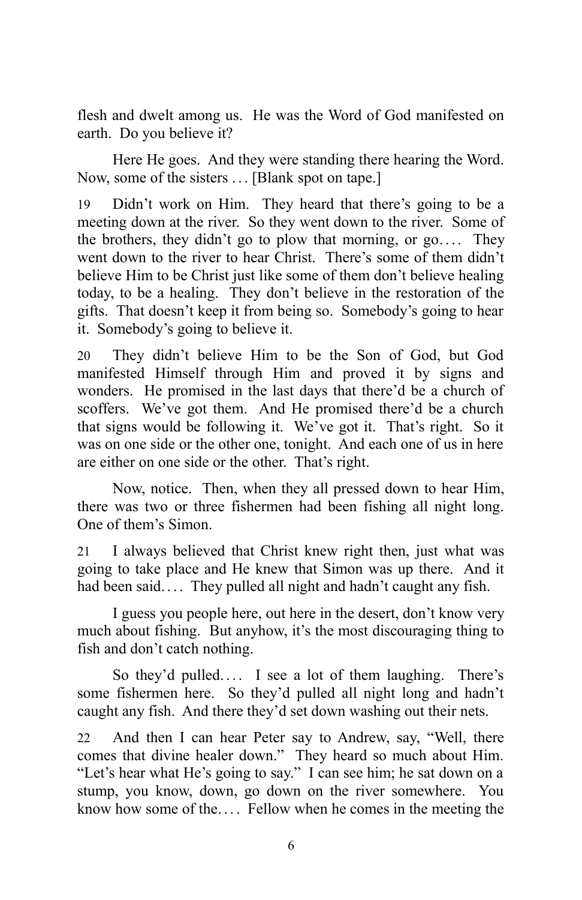flesh and dwelt among us. He was the Word of God manifested on earth. Do you believe it?

Here He goes. And they were standing there hearing the Word. Now, some of the sisters . . . [Blank spot on tape.]

19 Didn't work on Him. They heard that there's going to be a meeting down at the river. So they went down to the river. Some of the brothers, they didn't go to plow that morning, or go. . . . They went down to the river to hear Christ. There's some of them didn't believe Him to be Christ just like some of them don't believe healing today, to be a healing. They don't believe in the restoration of the gifts. That doesn't keep it from being so. Somebody's going to hear it. Somebody's going to believe it.

20 They didn't believe Him to be the Son of God, but God manifested Himself through Him and proved it by signs and wonders. He promised in the last days that there'd be a church of scoffers. We've got them. And He promised there'd be a church that signs would be following it. We've got it. That's right. So it was on one side or the other one, tonight. And each one of us in here are either on one side or the other. That's right.

Now, notice. Then, when they all pressed down to hear Him, there was two or three fishermen had been fishing all night long. One of them's Simon.

21 I always believed that Christ knew right then, just what was going to take place and He knew that Simon was up there. And it had been said. . . . They pulled all night and hadn't caught any fish.

I guess you people here, out here in the desert, don't know very much about fishing. But anyhow, it's the most discouraging thing to fish and don't catch nothing.

So they'd pulled. . . . I see a lot of them laughing. There's some fishermen here. So they'd pulled all night long and hadn't caught any fish. And there they'd set down washing out their nets.

22 And then I can hear Peter say to Andrew, say, "Well, there comes that divine healer down." They heard so much about Him. "Let's hear what He's going to say." I can see him; he sat down on a stump, you know, down, go down on the river somewhere. You know how some of the. . . . Fellow when he comes in the meeting the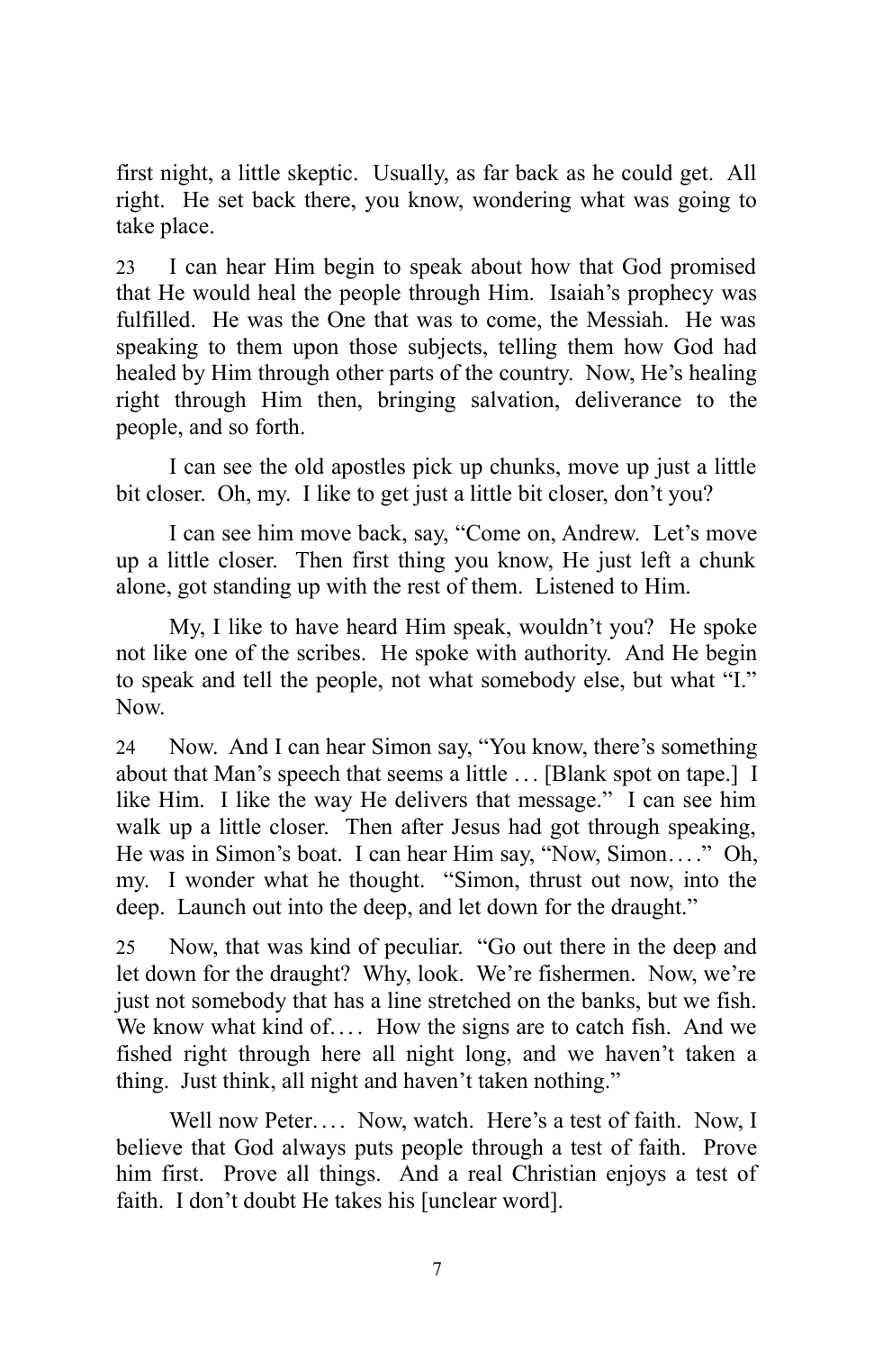first night, a little skeptic. Usually, as far back as he could get. All right. He set back there, you know, wondering what was going to take place.

23 I can hear Him begin to speak about how that God promised that He would heal the people through Him. Isaiah's prophecy was fulfilled. He was the One that was to come, the Messiah. He was speaking to them upon those subjects, telling them how God had healed by Him through other parts of the country. Now, He's healing right through Him then, bringing salvation, deliverance to the people, and so forth.

I can see the old apostles pick up chunks, move up just a little bit closer. Oh, my. I like to get just a little bit closer, don't you?

I can see him move back, say, "Come on, Andrew. Let's move up a little closer. Then first thing you know, He just left a chunk alone, got standing up with the rest of them. Listened to Him.

My, I like to have heard Him speak, wouldn't you? He spoke not like one of the scribes. He spoke with authority. And He begin to speak and tell the people, not what somebody else, but what "I." Now.

24 Now. And I can hear Simon say, "You know, there's something about that Man's speech that seems a little … [Blank spot on tape.] I like Him. I like the way He delivers that message." I can see him walk up a little closer. Then after Jesus had got through speaking, He was in Simon's boat. I can hear Him say, "Now, Simon…." Oh, my. I wonder what he thought. "Simon, thrust out now, into the deep. Launch out into the deep, and let down for the draught."

25 Now, that was kind of peculiar. "Go out there in the deep and let down for the draught? Why, look. We're fishermen. Now, we're just not somebody that has a line stretched on the banks, but we fish. We know what kind of…. How the signs are to catch fish. And we fished right through here all night long, and we haven't taken a thing. Just think, all night and haven't taken nothing."

Well now Peter…. Now, watch. Here's a test of faith. Now, I believe that God always puts people through a test of faith. Prove him first. Prove all things. And a real Christian enjoys a test of faith. I don't doubt He takes his [unclear word].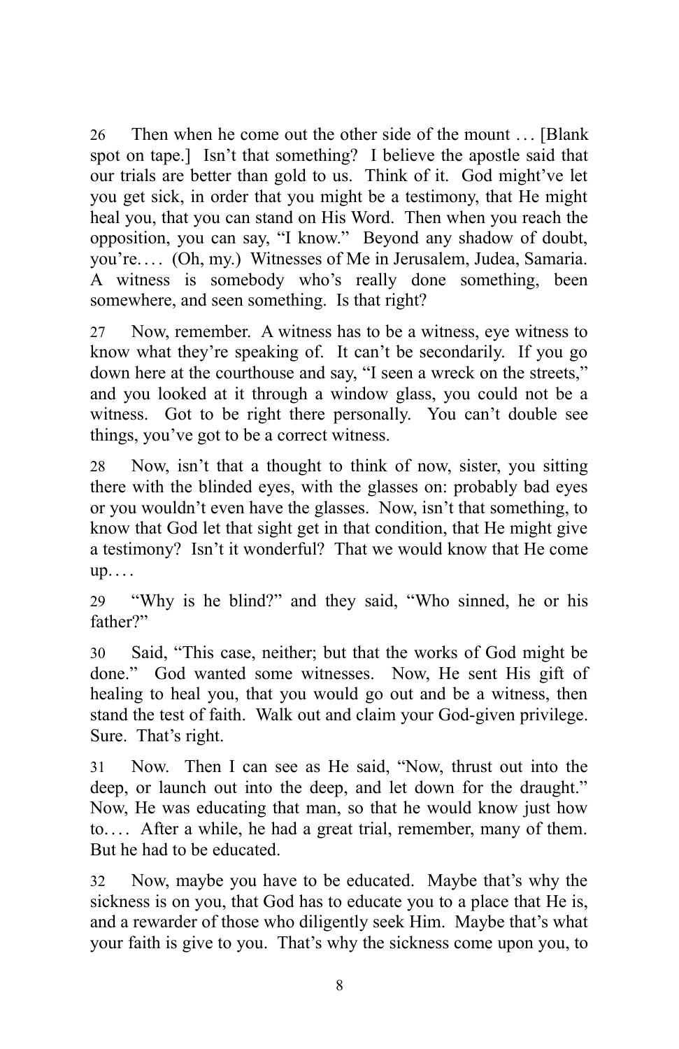26 Then when he come out the other side of the mount . . . [Blank spot on tape.] Isn't that something? I believe the apostle said that our trials are better than gold to us. Think of it. God might've let you get sick, in order that you might be a testimony, that He might heal you, that you can stand on His Word. Then when you reach the opposition, you can say, "I know." Beyond any shadow of doubt, you're. . . . (Oh, my.) Witnesses of Me in Jerusalem, Judea, Samaria. A witness is somebody who's really done something, been somewhere, and seen something. Is that right?

27 Now, remember. A witness has to be a witness, eye witness to know what they're speaking of. It can't be secondarily. If you go down here at the courthouse and say, "I seen a wreck on the streets," and you looked at it through a window glass, you could not be a witness. Got to be right there personally. You can't double see things, you've got to be a correct witness.

28 Now, isn't that a thought to think of now, sister, you sitting there with the blinded eyes, with the glasses on: probably bad eyes or you wouldn't even have the glasses. Now, isn't that something, to know that God let that sight get in that condition, that He might give a testimony? Isn't it wonderful? That we would know that He come up. . . .

29 "Why is he blind?" and they said, "Who sinned, he or his father?"

30 Said, "This case, neither; but that the works of God might be done." God wanted some witnesses. Now, He sent His gift of healing to heal you, that you would go out and be a witness, then stand the test of faith. Walk out and claim your God-given privilege. Sure. That's right.

31 Now. Then I can see as He said, "Now, thrust out into the deep, or launch out into the deep, and let down for the draught." Now, He was educating that man, so that he would know just how to. . . . After a while, he had a great trial, remember, many of them. But he had to be educated.

32 Now, maybe you have to be educated. Maybe that's why the sickness is on you, that God has to educate you to a place that He is, and a rewarder of those who diligently seek Him. Maybe that's what your faith is give to you. That's why the sickness come upon you, to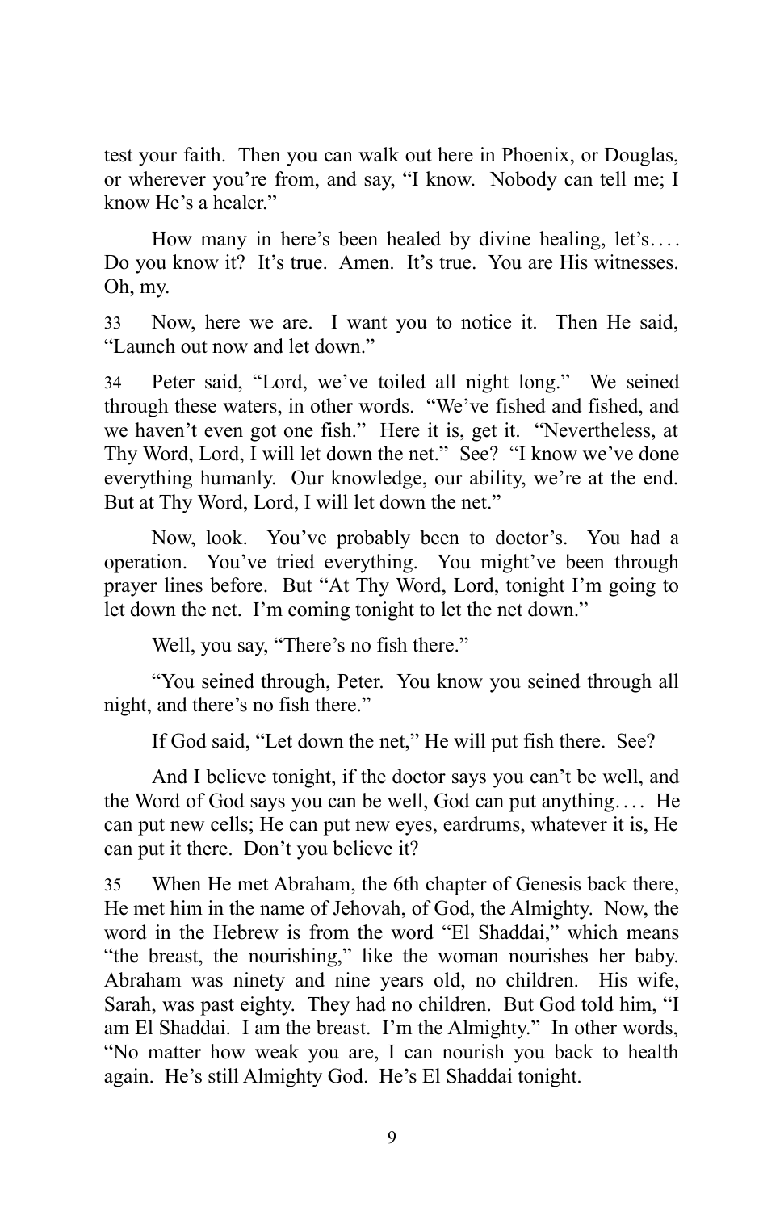test your faith. Then you can walk out here in Phoenix, or Douglas, or wherever you're from, and say, "I know. Nobody can tell me; I know He's a healer."

How many in here's been healed by divine healing, let's.... Do you know it? It's true. Amen. It's true. You are His witnesses. Oh, my.

33 Now, here we are. I want you to notice it. Then He said, "Launch out now and let down."

34 Peter said, "Lord, we've toiled all night long." We seined through these waters, in other words. "We've fished and fished, and we haven't even got one fish." Here it is, get it. "Nevertheless, at Thy Word, Lord, I will let down the net." See? "I know we've done everything humanly. Our knowledge, our ability, we're at the end. But at Thy Word, Lord, I will let down the net."

Now, look. You've probably been to doctor's. You had a operation. You've tried everything. You might've been through prayer lines before. But "At Thy Word, Lord, tonight I'm going to let down the net. I'm coming tonight to let the net down."

Well, you say, "There's no fish there."

"You seined through, Peter. You know you seined through all night, and there's no fish there."

If God said, "Let down the net," He will put fish there. See?

And I believe tonight, if the doctor says you can't be well, and the Word of God says you can be well, God can put anything.... He can put new cells; He can put new eyes, eardrums, whatever it is, He can put it there. Don't you believe it?

35 When He met Abraham, the 6th chapter of Genesis back there, He met him in the name of Jehovah, of God, the Almighty. Now, the word in the Hebrew is from the word "El Shaddai," which means "the breast, the nourishing," like the woman nourishes her baby. Abraham was ninety and nine years old, no children. His wife, Sarah, was past eighty. They had no children. But God told him, "I am El Shaddai. I am the breast. I'm the Almighty." In other words, "No matter how weak you are, I can nourish you back to health again. He's still Almighty God. He's El Shaddai tonight.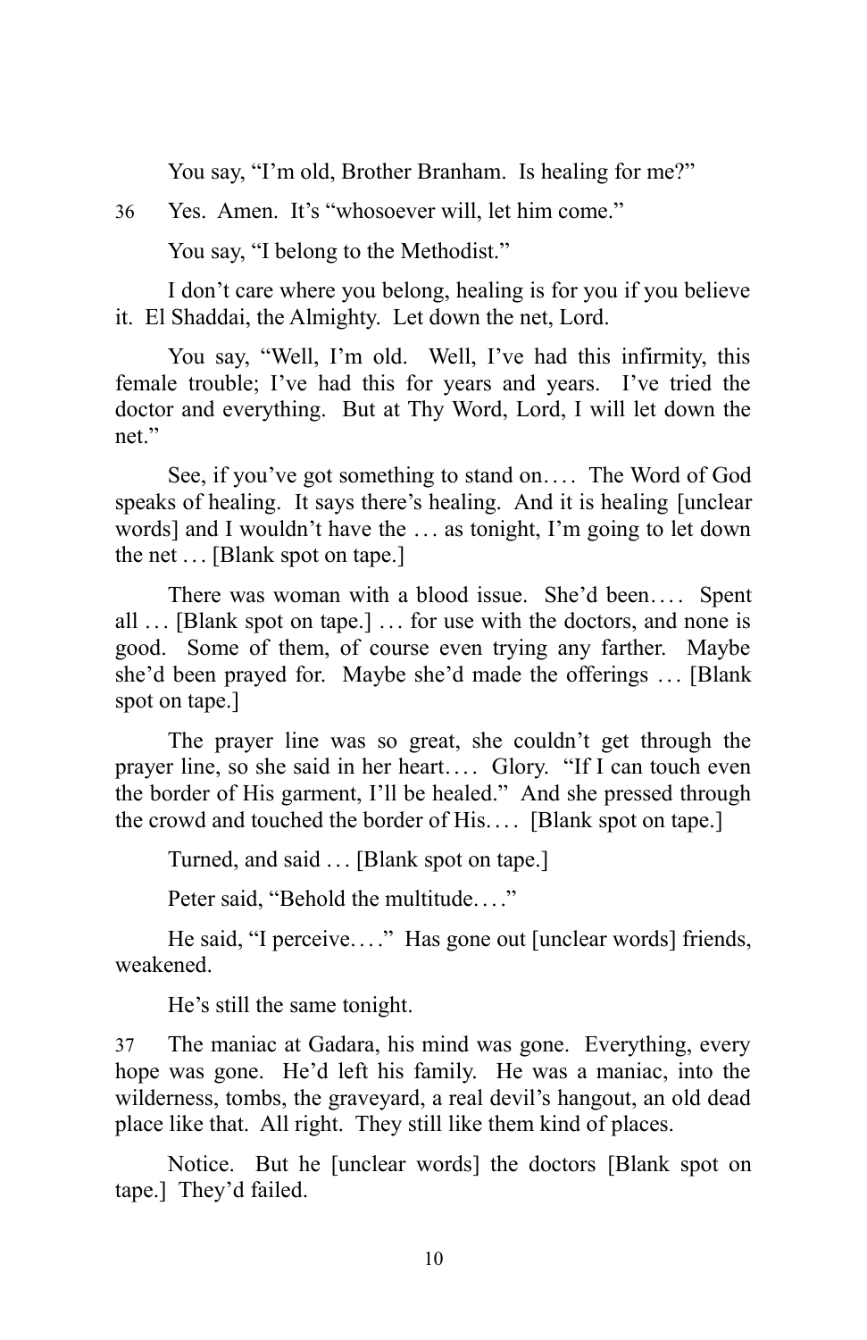You say, “I’m old, Brother Branham. Is healing for me?”

36 Yes. Amen. It’s “whosoever will, let him come.”

You say, “I belong to the Methodist.”

I don’t care where you belong, healing is for you if you believe it. El Shaddai, the Almighty. Let down the net, Lord.

You say, “Well, I’m old. Well, I’ve had this infirmity, this female trouble; I’ve had this for years and years. I’ve tried the doctor and everything. But at Thy Word, Lord, I will let down the net.”

See, if you’ve got something to stand on…. The Word of God speaks of healing. It says there’s healing. And it is healing [unclear words] and I wouldn’t have the … as tonight, I’m going to let down the net … [Blank spot on tape.]

There was woman with a blood issue. She’d been…. Spent all … [Blank spot on tape.] … for use with the doctors, and none is good. Some of them, of course even trying any farther. Maybe she’d been prayed for. Maybe she’d made the offerings … [Blank spot on tape.]

The prayer line was so great, she couldn’t get through the prayer line, so she said in her heart…. Glory. “If I can touch even the border of His garment, I’ll be healed.” And she pressed through the crowd and touched the border of His…. [Blank spot on tape.]

Turned, and said … [Blank spot on tape.]

Peter said, “Behold the multitude….”

He said, “I perceive….” Has gone out [unclear words] friends, weakened.

He’s still the same tonight.

37 The maniac at Gadara, his mind was gone. Everything, every hope was gone. He’d left his family. He was a maniac, into the wilderness, tombs, the graveyard, a real devil’s hangout, an old dead place like that. All right. They still like them kind of places.

Notice. But he [unclear words] the doctors [Blank spot on tape.] They’d failed.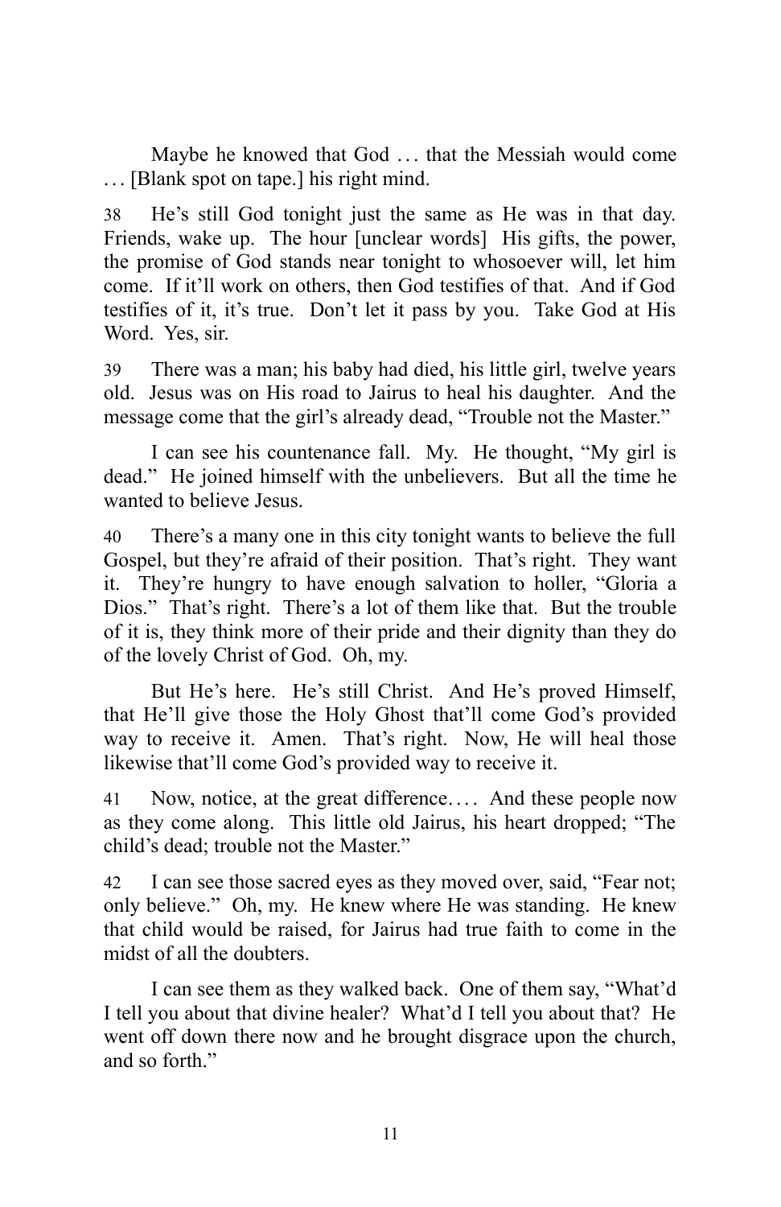Maybe he knowed that God . . . that the Messiah would come . . . [Blank spot on tape.] his right mind.

38 He's still God tonight just the same as He was in that day. Friends, wake up. The hour [unclear words] His gifts, the power, the promise of God stands near tonight to whosoever will, let him come. If it'll work on others, then God testifies of that. And if God testifies of it, it's true. Don't let it pass by you. Take God at His Word. Yes, sir.

39 There was a man; his baby had died, his little girl, twelve years old. Jesus was on His road to Jairus to heal his daughter. And the message come that the girl's already dead, "Trouble not the Master."

I can see his countenance fall. My. He thought, "My girl is dead." He joined himself with the unbelievers. But all the time he wanted to believe Jesus.

40 There's a many one in this city tonight wants to believe the full Gospel, but they're afraid of their position. That's right. They want it. They're hungry to have enough salvation to holler, "Gloria a Dios." That's right. There's a lot of them like that. But the trouble of it is, they think more of their pride and their dignity than they do of the lovely Christ of God. Oh, my.

But He's here. He's still Christ. And He's proved Himself, that He'll give those the Holy Ghost that'll come God's provided way to receive it. Amen. That's right. Now, He will heal those likewise that'll come God's provided way to receive it.

41 Now, notice, at the great difference. . . . And these people now as they come along. This little old Jairus, his heart dropped; "The child's dead; trouble not the Master."

42 I can see those sacred eyes as they moved over, said, "Fear not; only believe." Oh, my. He knew where He was standing. He knew that child would be raised, for Jairus had true faith to come in the midst of all the doubters.

I can see them as they walked back. One of them say, "What'd I tell you about that divine healer? What'd I tell you about that? He went off down there now and he brought disgrace upon the church, and so forth."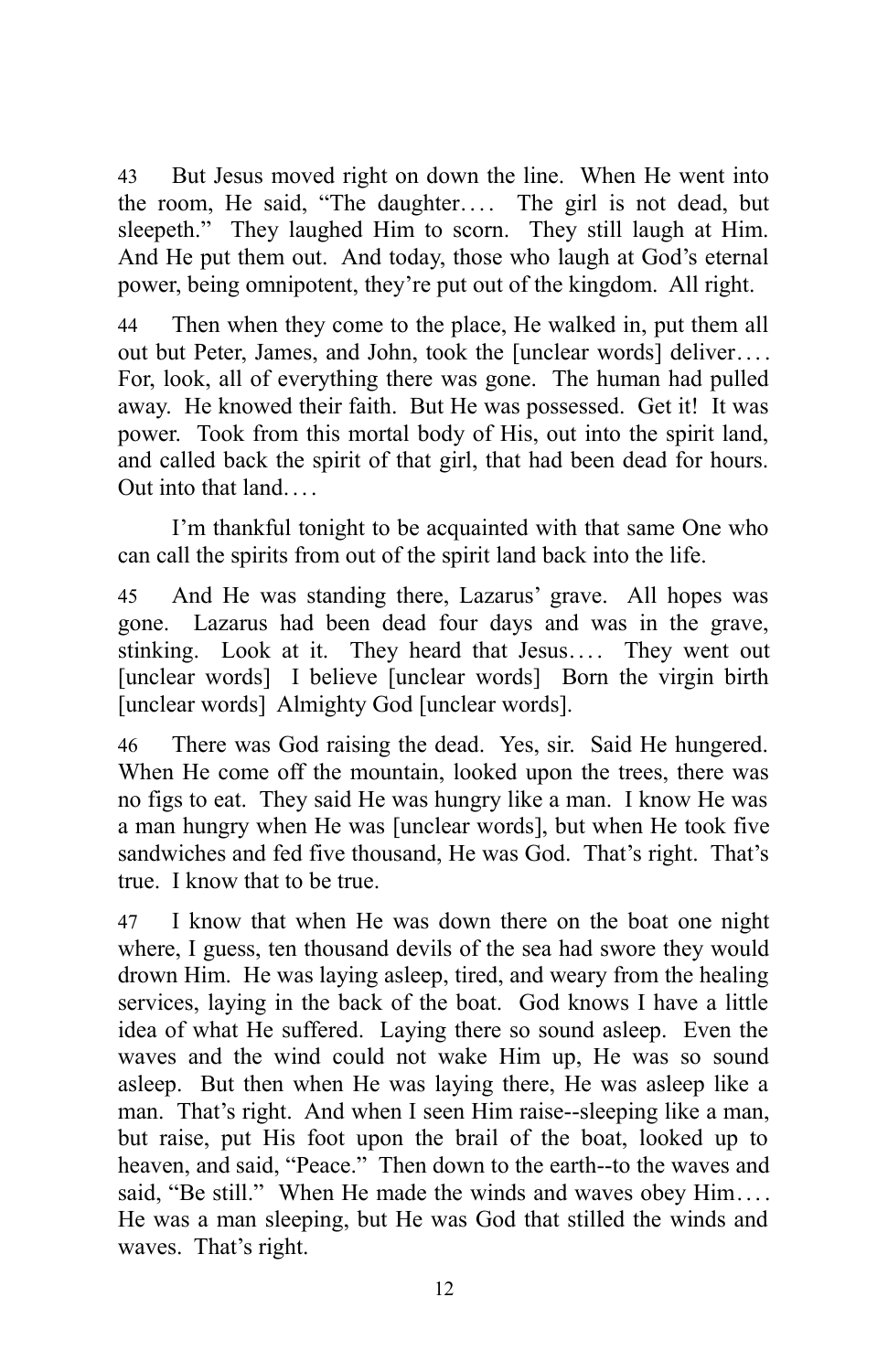43 But Jesus moved right on down the line. When He went into the room, He said, "The daughter.... The girl is not dead, but sleepeth." They laughed Him to scorn. They still laugh at Him. And He put them out. And today, those who laugh at God's eternal power, being omnipotent, they're put out of the kingdom. All right.

44 Then when they come to the place, He walked in, put them all out but Peter, James, and John, took the [unclear words] deliver.... For, look, all of everything there was gone. The human had pulled away. He knowed their faith. But He was possessed. Get it! It was power. Took from this mortal body of His, out into the spirit land, and called back the spirit of that girl, that had been dead for hours. Out into that land....

I'm thankful tonight to be acquainted with that same One who can call the spirits from out of the spirit land back into the life.

45 And He was standing there, Lazarus' grave. All hopes was gone. Lazarus had been dead four days and was in the grave, stinking. Look at it. They heard that Jesus.... They went out [unclear words] I believe [unclear words] Born the virgin birth [unclear words] Almighty God [unclear words].

46 There was God raising the dead. Yes, sir. Said He hungered. When He come off the mountain, looked upon the trees, there was no figs to eat. They said He was hungry like a man. I know He was a man hungry when He was [unclear words], but when He took five sandwiches and fed five thousand, He was God. That's right. That's true. I know that to be true.

47 I know that when He was down there on the boat one night where, I guess, ten thousand devils of the sea had swore they would drown Him. He was laying asleep, tired, and weary from the healing services, laying in the back of the boat. God knows I have a little idea of what He suffered. Laying there so sound asleep. Even the waves and the wind could not wake Him up, He was so sound asleep. But then when He was laying there, He was asleep like a man. That's right. And when I seen Him raise--sleeping like a man, but raise, put His foot upon the brail of the boat, looked up to heaven, and said, "Peace." Then down to the earth--to the waves and said, "Be still." When He made the winds and waves obey Him.... He was a man sleeping, but He was God that stilled the winds and waves. That's right.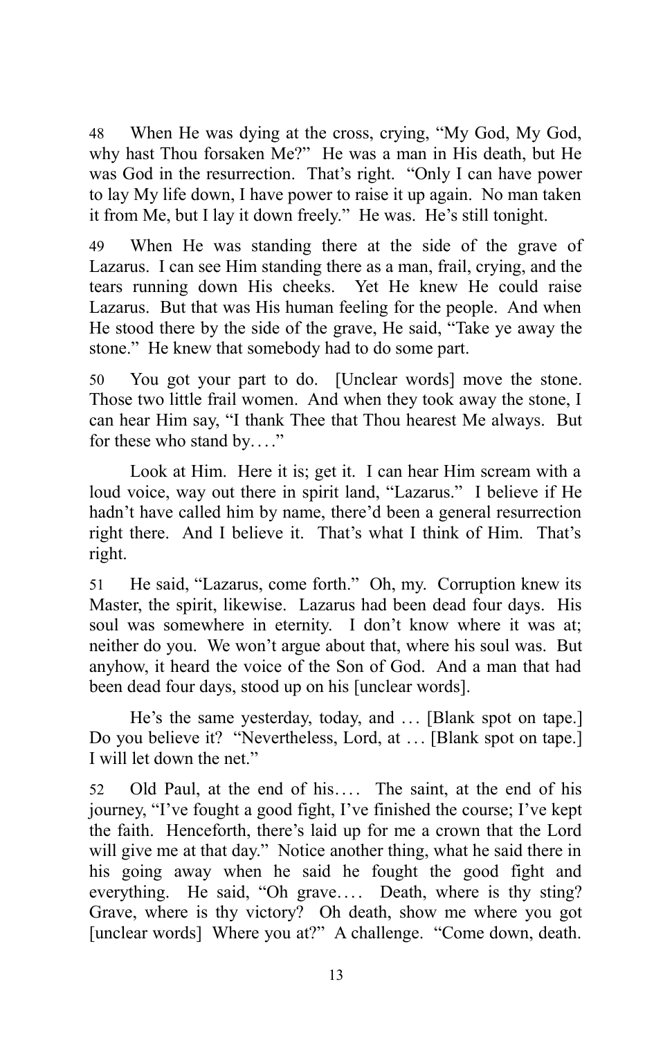48 When He was dying at the cross, crying, "My God, My God, why hast Thou forsaken Me?" He was a man in His death, but He was God in the resurrection. That's right. "Only I can have power to lay My life down, I have power to raise it up again. No man taken it from Me, but I lay it down freely." He was. He's still tonight.

49 When He was standing there at the side of the grave of Lazarus. I can see Him standing there as a man, frail, crying, and the tears running down His cheeks. Yet He knew He could raise Lazarus. But that was His human feeling for the people. And when He stood there by the side of the grave, He said, "Take ye away the stone." He knew that somebody had to do some part.

50 You got your part to do. [Unclear words] move the stone. Those two little frail women. And when they took away the stone, I can hear Him say, "I thank Thee that Thou hearest Me always. But for these who stand by...."

Look at Him. Here it is; get it. I can hear Him scream with a loud voice, way out there in spirit land, "Lazarus." I believe if He hadn't have called him by name, there'd been a general resurrection right there. And I believe it. That's what I think of Him. That's right.

51 He said, "Lazarus, come forth." Oh, my. Corruption knew its Master, the spirit, likewise. Lazarus had been dead four days. His soul was somewhere in eternity. I don't know where it was at; neither do you. We won't argue about that, where his soul was. But anyhow, it heard the voice of the Son of God. And a man that had been dead four days, stood up on his [unclear words].

He's the same yesterday, today, and ... [Blank spot on tape.] Do you believe it? "Nevertheless, Lord, at ... [Blank spot on tape.] I will let down the net."

52 Old Paul, at the end of his.... The saint, at the end of his journey, "I've fought a good fight, I've finished the course; I've kept the faith. Henceforth, there's laid up for me a crown that the Lord will give me at that day." Notice another thing, what he said there in his going away when he said he fought the good fight and everything. He said, "Oh grave.... Death, where is thy sting? Grave, where is thy victory? Oh death, show me where you got [unclear words] Where you at?" A challenge. "Come down, death.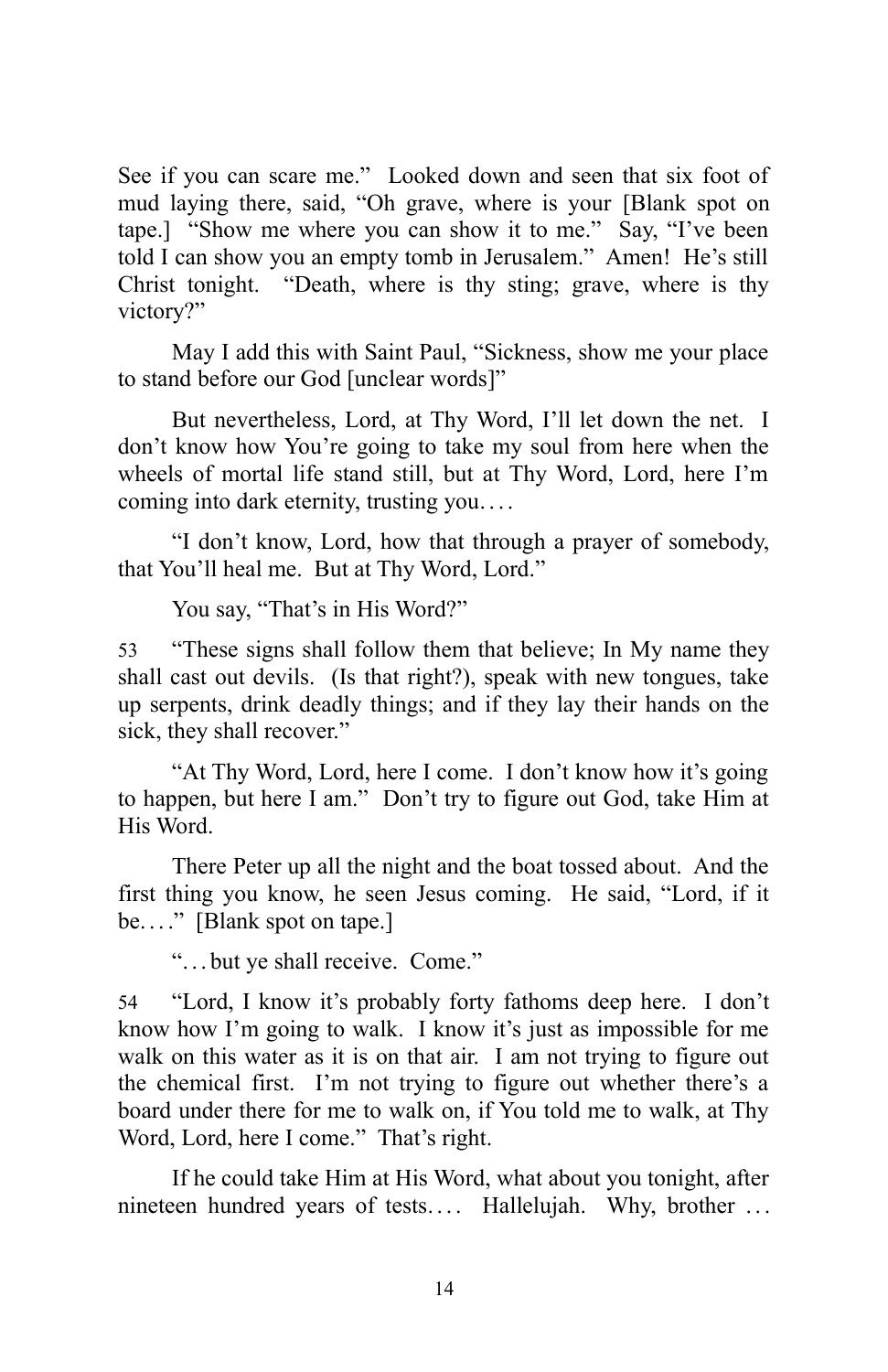See if you can scare me." Looked down and seen that six foot of mud laying there, said, "Oh grave, where is your [Blank spot on tape.] "Show me where you can show it to me." Say, "I've been told I can show you an empty tomb in Jerusalem." Amen! He's still Christ tonight. "Death, where is thy sting; grave, where is thy victory?"

May I add this with Saint Paul, "Sickness, show me your place to stand before our God [unclear words]"

But nevertheless, Lord, at Thy Word, I'll let down the net. I don't know how You're going to take my soul from here when the wheels of mortal life stand still, but at Thy Word, Lord, here I'm coming into dark eternity, trusting you. . . .

"I don't know, Lord, how that through a prayer of somebody, that You'll heal me. But at Thy Word, Lord."

You say, "That's in His Word?"

53 "These signs shall follow them that believe; In My name they shall cast out devils. (Is that right?), speak with new tongues, take up serpents, drink deadly things; and if they lay their hands on the sick, they shall recover."

"At Thy Word, Lord, here I come. I don't know how it's going to happen, but here I am." Don't try to figure out God, take Him at His Word.

There Peter up all the night and the boat tossed about. And the first thing you know, he seen Jesus coming. He said, "Lord, if it be. . . ." [Blank spot on tape.]

". . . but ye shall receive. Come."

54 "Lord, I know it's probably forty fathoms deep here. I don't know how I'm going to walk. I know it's just as impossible for me walk on this water as it is on that air. I am not trying to figure out the chemical first. I'm not trying to figure out whether there's a board under there for me to walk on, if You told me to walk, at Thy Word, Lord, here I come." That's right.

If he could take Him at His Word, what about you tonight, after nineteen hundred years of tests. . . . Hallelujah. Why, brother . . .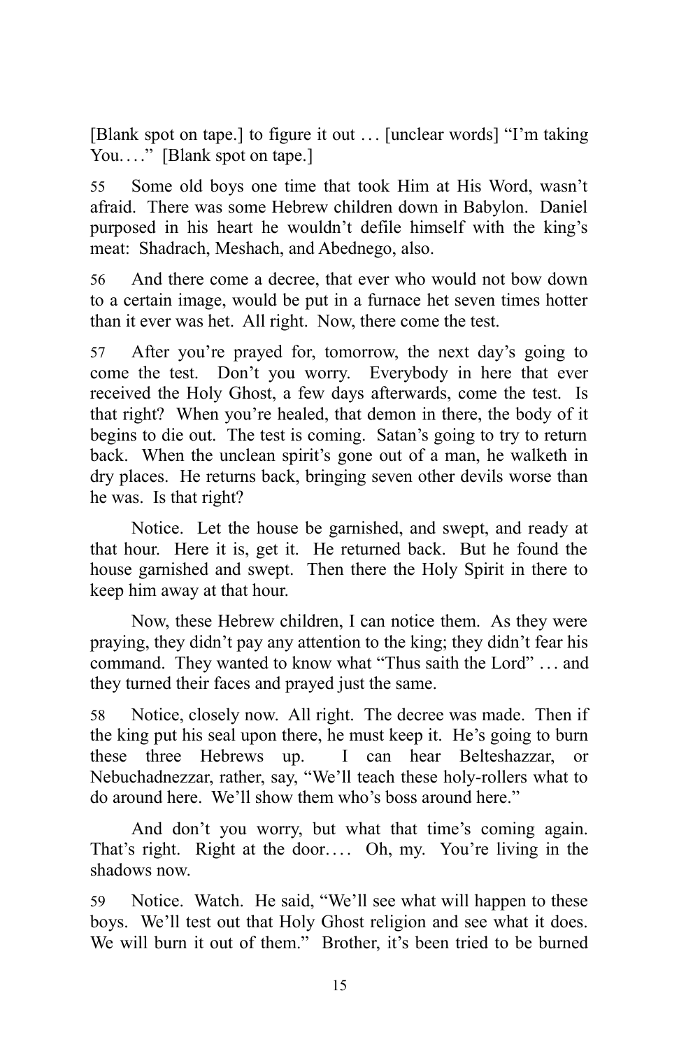[Blank spot on tape.] to figure it out … [unclear words] “I’m taking You….” [Blank spot on tape.]

55 Some old boys one time that took Him at His Word, wasn’t afraid. There was some Hebrew children down in Babylon. Daniel purposed in his heart he wouldn’t defile himself with the king’s meat: Shadrach, Meshach, and Abednego, also.

56 And there come a decree, that ever who would not bow down to a certain image, would be put in a furnace het seven times hotter than it ever was het. All right. Now, there come the test.

57 After you’re prayed for, tomorrow, the next day’s going to come the test. Don’t you worry. Everybody in here that ever received the Holy Ghost, a few days afterwards, come the test. Is that right? When you’re healed, that demon in there, the body of it begins to die out. The test is coming. Satan’s going to try to return back. When the unclean spirit’s gone out of a man, he walketh in dry places. He returns back, bringing seven other devils worse than he was. Is that right?

Notice. Let the house be garnished, and swept, and ready at that hour. Here it is, get it. He returned back. But he found the house garnished and swept. Then there the Holy Spirit in there to keep him away at that hour.

Now, these Hebrew children, I can notice them. As they were praying, they didn’t pay any attention to the king; they didn’t fear his command. They wanted to know what “Thus saith the Lord” … and they turned their faces and prayed just the same.

58 Notice, closely now. All right. The decree was made. Then if the king put his seal upon there, he must keep it. He’s going to burn these three Hebrews up. I can hear Belteshazzar, or Nebuchadnezzar, rather, say, “We’ll teach these holy-rollers what to do around here. We’ll show them who’s boss around here.”

And don’t you worry, but what that time’s coming again. That’s right. Right at the door…. Oh, my. You’re living in the shadows now.

59 Notice. Watch. He said, “We’ll see what will happen to these boys. We’ll test out that Holy Ghost religion and see what it does. We will burn it out of them.” Brother, it’s been tried to be burned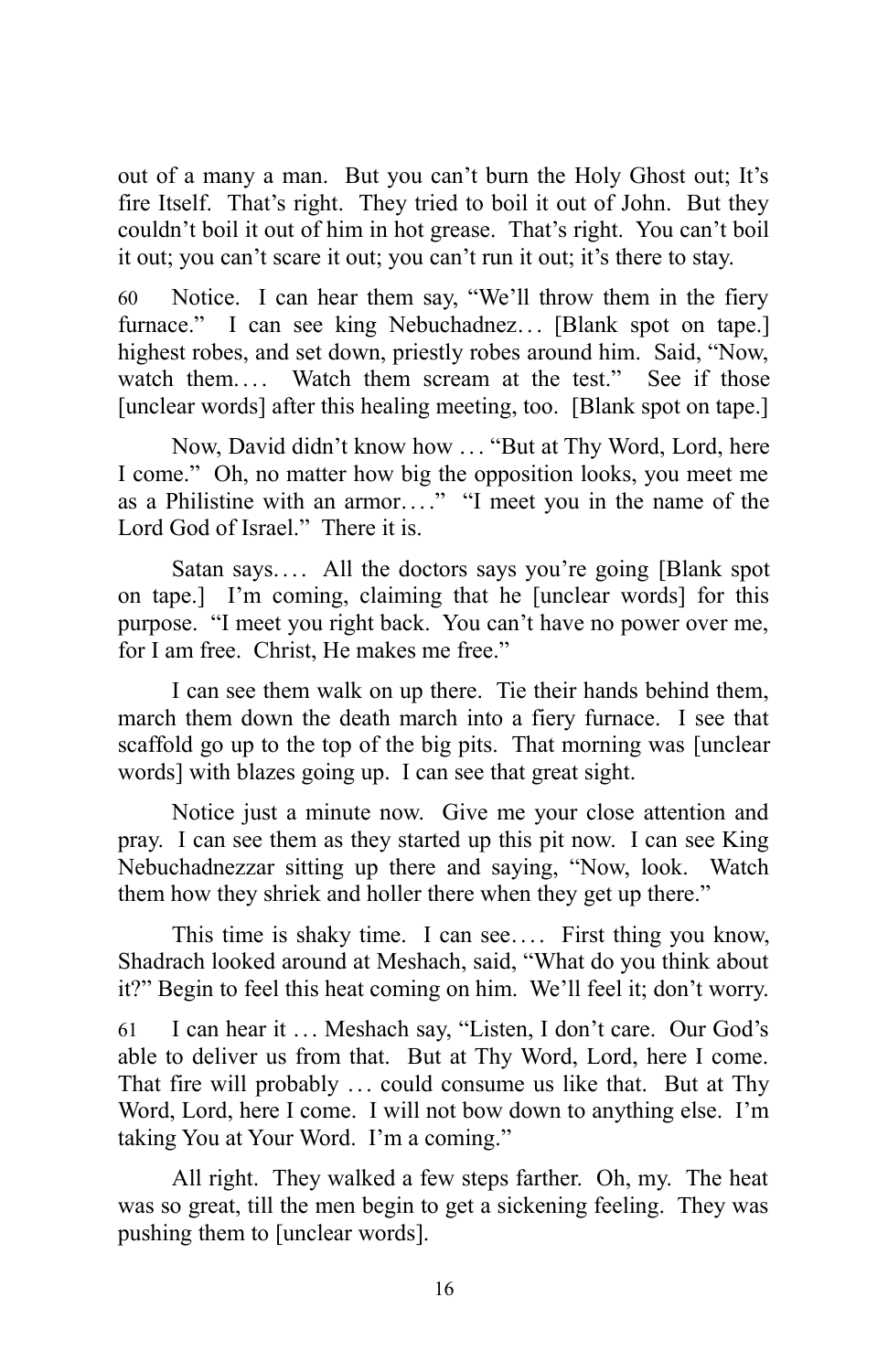out of a many a man. But you can't burn the Holy Ghost out; It's fire Itself. That's right. They tried to boil it out of John. But they couldn't boil it out of him in hot grease. That's right. You can't boil it out; you can't scare it out; you can't run it out; it's there to stay.

60 Notice. I can hear them say, "We'll throw them in the fiery furnace." I can see king Nebuchadnez… [Blank spot on tape.] highest robes, and set down, priestly robes around him. Said, "Now, watch them.… Watch them scream at the test." See if those [unclear words] after this healing meeting, too. [Blank spot on tape.]

Now, David didn't know how … "But at Thy Word, Lord, here I come." Oh, no matter how big the opposition looks, you meet me as a Philistine with an armor…." "I meet you in the name of the Lord God of Israel." There it is.

Satan says.… All the doctors says you're going [Blank spot on tape.] I'm coming, claiming that he [unclear words] for this purpose. "I meet you right back. You can't have no power over me, for I am free. Christ, He makes me free."

I can see them walk on up there. Tie their hands behind them, march them down the death march into a fiery furnace. I see that scaffold go up to the top of the big pits. That morning was [unclear words] with blazes going up. I can see that great sight.

Notice just a minute now. Give me your close attention and pray. I can see them as they started up this pit now. I can see King Nebuchadnezzar sitting up there and saying, "Now, look. Watch them how they shriek and holler there when they get up there."

This time is shaky time. I can see…. First thing you know, Shadrach looked around at Meshach, said, "What do you think about it?" Begin to feel this heat coming on him. We'll feel it; don't worry.

61 I can hear it … Meshach say, "Listen, I don't care. Our God's able to deliver us from that. But at Thy Word, Lord, here I come. That fire will probably … could consume us like that. But at Thy Word, Lord, here I come. I will not bow down to anything else. I'm taking You at Your Word. I'm a coming."

All right. They walked a few steps farther. Oh, my. The heat was so great, till the men begin to get a sickening feeling. They was pushing them to [unclear words].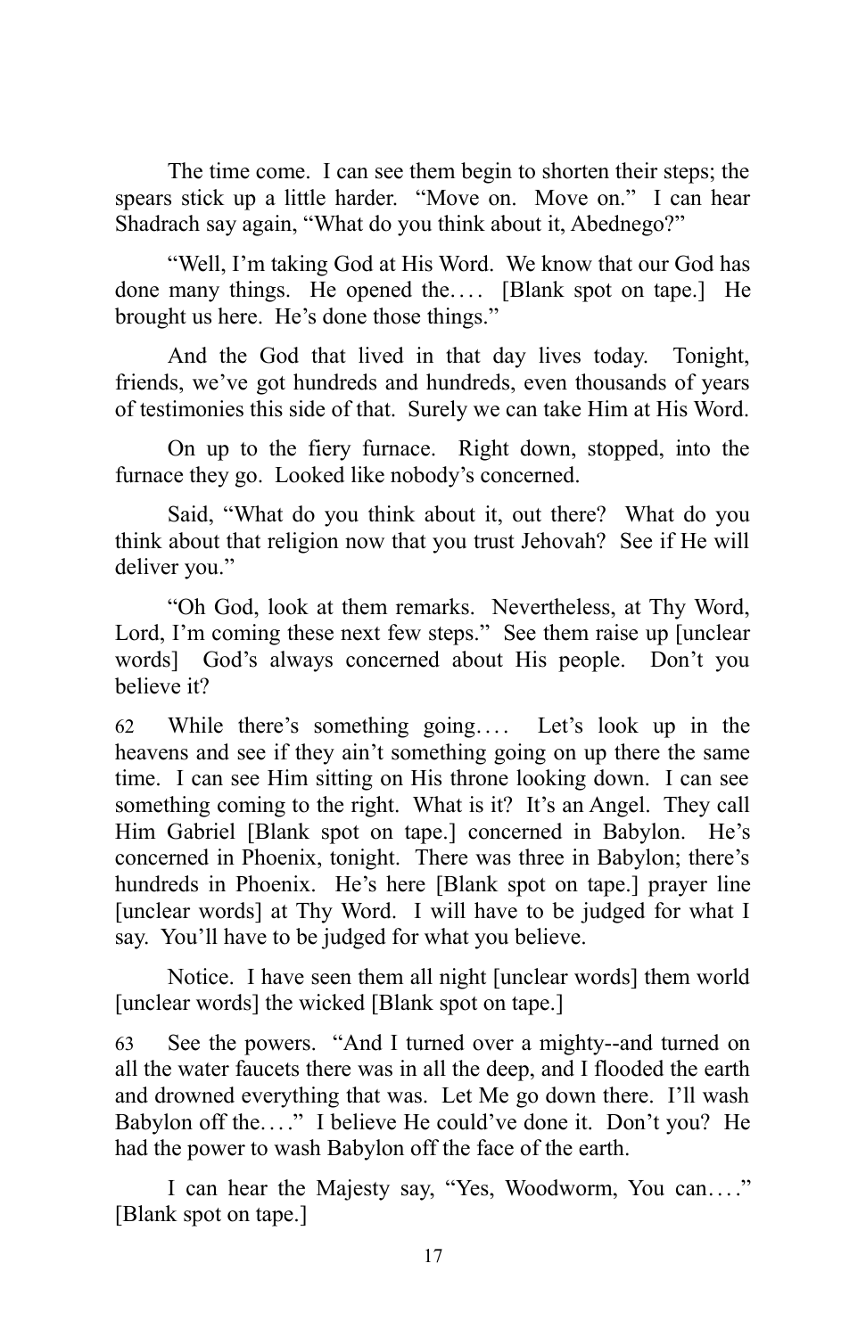The time come. I can see them begin to shorten their steps; the spears stick up a little harder. "Move on. Move on." I can hear Shadrach say again, "What do you think about it, Abednego?"

"Well, I'm taking God at His Word. We know that our God has done many things. He opened the.... [Blank spot on tape.] He brought us here. He's done those things."

And the God that lived in that day lives today. Tonight, friends, we've got hundreds and hundreds, even thousands of years of testimonies this side of that. Surely we can take Him at His Word.

On up to the fiery furnace. Right down, stopped, into the furnace they go. Looked like nobody's concerned.

Said, "What do you think about it, out there? What do you think about that religion now that you trust Jehovah? See if He will deliver you."

"Oh God, look at them remarks. Nevertheless, at Thy Word, Lord, I'm coming these next few steps." See them raise up [unclear words] God's always concerned about His people. Don't you believe it?

62 While there's something going.... Let's look up in the heavens and see if they ain't something going on up there the same time. I can see Him sitting on His throne looking down. I can see something coming to the right. What is it? It's an Angel. They call Him Gabriel [Blank spot on tape.] concerned in Babylon. He's concerned in Phoenix, tonight. There was three in Babylon; there's hundreds in Phoenix. He's here [Blank spot on tape.] prayer line [unclear words] at Thy Word. I will have to be judged for what I say. You'll have to be judged for what you believe.

Notice. I have seen them all night [unclear words] them world [unclear words] the wicked [Blank spot on tape.]

63 See the powers. "And I turned over a mighty--and turned on all the water faucets there was in all the deep, and I flooded the earth and drowned everything that was. Let Me go down there. I'll wash Babylon off the...." I believe He could've done it. Don't you? He had the power to wash Babylon off the face of the earth.

I can hear the Majesty say, "Yes, Woodworm, You can...." [Blank spot on tape.]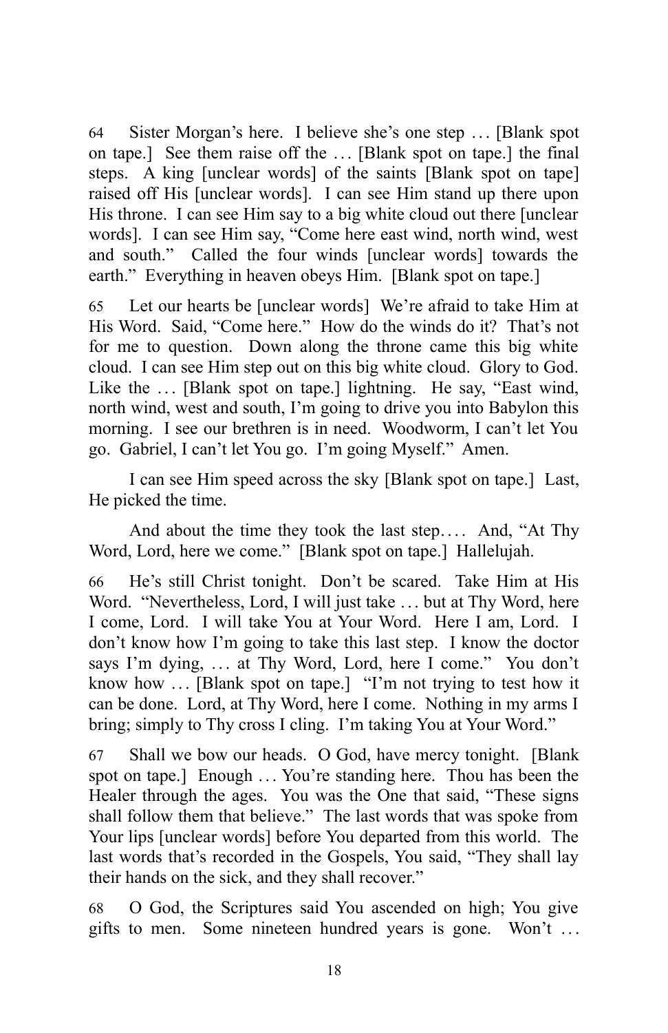64 Sister Morgan's here. I believe she's one step … [Blank spot on tape.] See them raise off the … [Blank spot on tape.] the final steps. A king [unclear words] of the saints [Blank spot on tape] raised off His [unclear words]. I can see Him stand up there upon His throne. I can see Him say to a big white cloud out there [unclear words]. I can see Him say, "Come here east wind, north wind, west and south." Called the four winds [unclear words] towards the earth." Everything in heaven obeys Him. [Blank spot on tape.]

65 Let our hearts be [unclear words] We're afraid to take Him at His Word. Said, "Come here." How do the winds do it? That's not for me to question. Down along the throne came this big white cloud. I can see Him step out on this big white cloud. Glory to God. Like the … [Blank spot on tape.] lightning. He say, "East wind, north wind, west and south, I'm going to drive you into Babylon this morning. I see our brethren is in need. Woodworm, I can't let You go. Gabriel, I can't let You go. I'm going Myself." Amen.

I can see Him speed across the sky [Blank spot on tape.] Last, He picked the time.

And about the time they took the last step…. And, "At Thy Word, Lord, here we come." [Blank spot on tape.] Hallelujah.

66 He's still Christ tonight. Don't be scared. Take Him at His Word. "Nevertheless, Lord, I will just take … but at Thy Word, here I come, Lord. I will take You at Your Word. Here I am, Lord. I don't know how I'm going to take this last step. I know the doctor says I'm dying, … at Thy Word, Lord, here I come." You don't know how … [Blank spot on tape.] "I'm not trying to test how it can be done. Lord, at Thy Word, here I come. Nothing in my arms I bring; simply to Thy cross I cling. I'm taking You at Your Word."

67 Shall we bow our heads. O God, have mercy tonight. [Blank spot on tape.] Enough … You're standing here. Thou has been the Healer through the ages. You was the One that said, "These signs shall follow them that believe." The last words that was spoke from Your lips [unclear words] before You departed from this world. The last words that's recorded in the Gospels, You said, "They shall lay their hands on the sick, and they shall recover."

68 O God, the Scriptures said You ascended on high; You give gifts to men. Some nineteen hundred years is gone. Won't …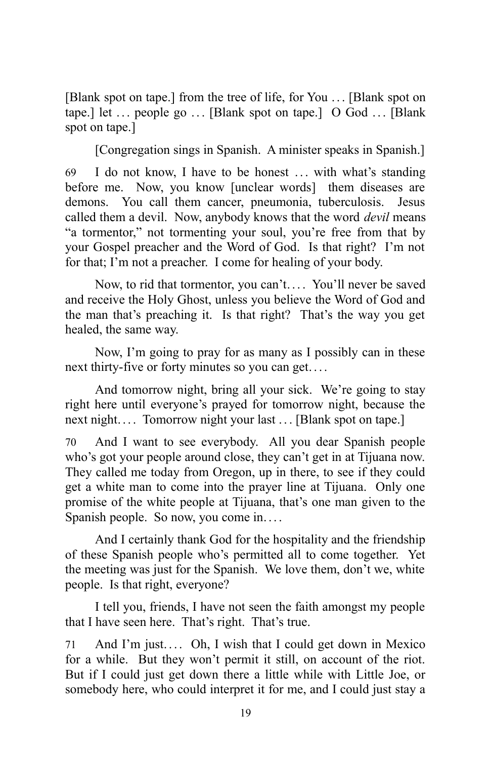[Blank spot on tape.] from the tree of life, for You … [Blank spot on tape.] let … people go … [Blank spot on tape.] O God … [Blank spot on tape.]

[Congregation sings in Spanish. A minister speaks in Spanish.]

69 I do not know, I have to be honest … with what's standing before me. Now, you know [unclear words] them diseases are demons. You call them cancer, pneumonia, tuberculosis. Jesus called them a devil. Now, anybody knows that the word *devil* means "a tormentor," not tormenting your soul, you're free from that by your Gospel preacher and the Word of God. Is that right? I'm not for that; I'm not a preacher. I come for healing of your body.

Now, to rid that tormentor, you can't…. You'll never be saved and receive the Holy Ghost, unless you believe the Word of God and the man that's preaching it. Is that right? That's the way you get healed, the same way.

Now, I'm going to pray for as many as I possibly can in these next thirty-five or forty minutes so you can get….

And tomorrow night, bring all your sick. We're going to stay right here until everyone's prayed for tomorrow night, because the next night…. Tomorrow night your last … [Blank spot on tape.]

70 And I want to see everybody. All you dear Spanish people who's got your people around close, they can't get in at Tijuana now. They called me today from Oregon, up in there, to see if they could get a white man to come into the prayer line at Tijuana. Only one promise of the white people at Tijuana, that's one man given to the Spanish people. So now, you come in….

And I certainly thank God for the hospitality and the friendship of these Spanish people who's permitted all to come together. Yet the meeting was just for the Spanish. We love them, don't we, white people. Is that right, everyone?

I tell you, friends, I have not seen the faith amongst my people that I have seen here. That's right. That's true.

71 And I'm just…. Oh, I wish that I could get down in Mexico for a while. But they won't permit it still, on account of the riot. But if I could just get down there a little while with Little Joe, or somebody here, who could interpret it for me, and I could just stay a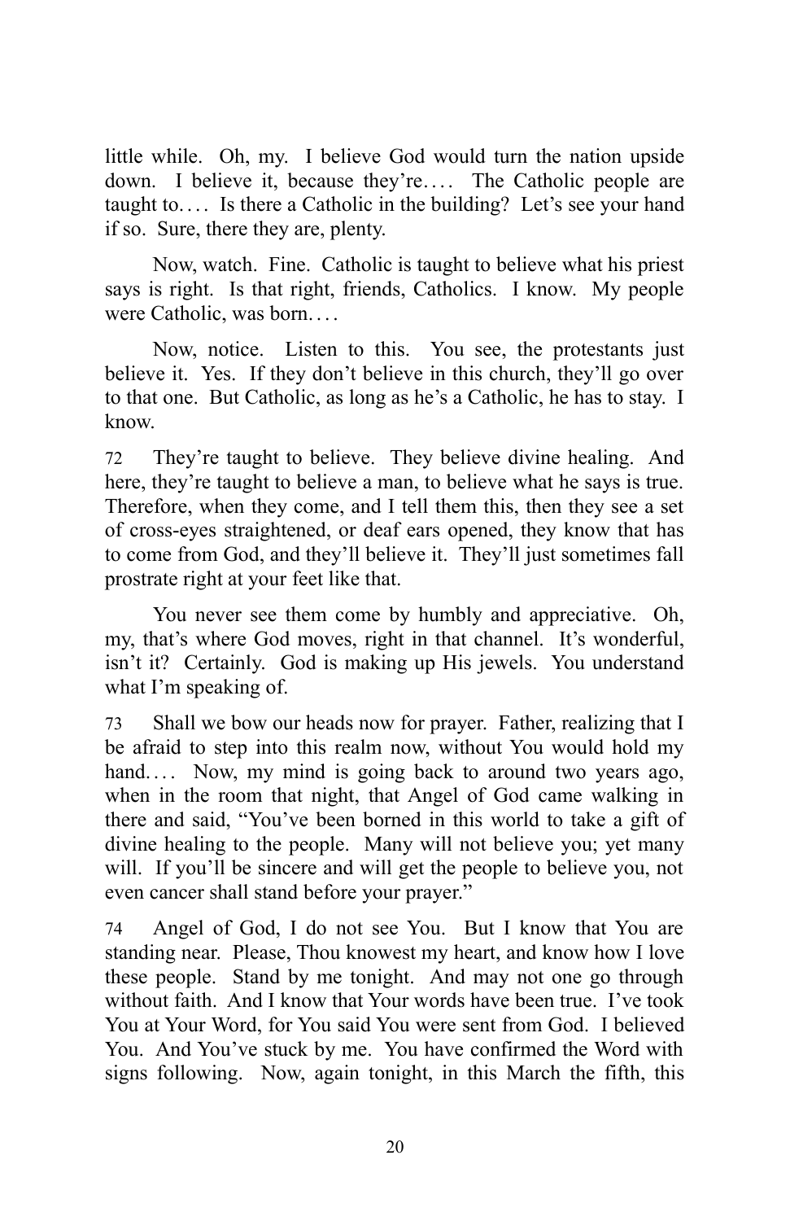little while. Oh, my. I believe God would turn the nation upside down. I believe it, because they're.... The Catholic people are taught to.... Is there a Catholic in the building? Let's see your hand if so. Sure, there they are, plenty.

Now, watch. Fine. Catholic is taught to believe what his priest says is right. Is that right, friends, Catholics. I know. My people were Catholic, was born....

Now, notice. Listen to this. You see, the protestants just believe it. Yes. If they don't believe in this church, they'll go over to that one. But Catholic, as long as he's a Catholic, he has to stay. I know.

72 They're taught to believe. They believe divine healing. And here, they're taught to believe a man, to believe what he says is true. Therefore, when they come, and I tell them this, then they see a set of cross-eyes straightened, or deaf ears opened, they know that has to come from God, and they'll believe it. They'll just sometimes fall prostrate right at your feet like that.

You never see them come by humbly and appreciative. Oh, my, that's where God moves, right in that channel. It's wonderful, isn't it? Certainly. God is making up His jewels. You understand what I'm speaking of.

73 Shall we bow our heads now for prayer. Father, realizing that I be afraid to step into this realm now, without You would hold my hand.... Now, my mind is going back to around two years ago, when in the room that night, that Angel of God came walking in there and said, "You've been borned in this world to take a gift of divine healing to the people. Many will not believe you; yet many will. If you'll be sincere and will get the people to believe you, not even cancer shall stand before your prayer."

74 Angel of God, I do not see You. But I know that You are standing near. Please, Thou knowest my heart, and know how I love these people. Stand by me tonight. And may not one go through without faith. And I know that Your words have been true. I've took You at Your Word, for You said You were sent from God. I believed You. And You've stuck by me. You have confirmed the Word with signs following. Now, again tonight, in this March the fifth, this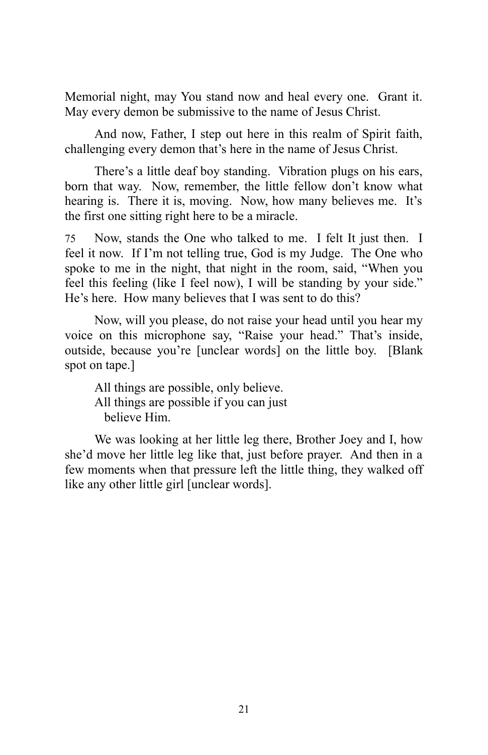Memorial night, may You stand now and heal every one. Grant it. May every demon be submissive to the name of Jesus Christ.

And now, Father, I step out here in this realm of Spirit faith, challenging every demon that's here in the name of Jesus Christ.

There's a little deaf boy standing. Vibration plugs on his ears, born that way. Now, remember, the little fellow don't know what hearing is. There it is, moving. Now, how many believes me. It's the first one sitting right here to be a miracle.

75 Now, stands the One who talked to me. I felt It just then. I feel it now. If I'm not telling true, God is my Judge. The One who spoke to me in the night, that night in the room, said, "When you feel this feeling (like I feel now), I will be standing by your side." He's here. How many believes that I was sent to do this?

Now, will you please, do not raise your head until you hear my voice on this microphone say, "Raise your head." That's inside, outside, because you're [unclear words] on the little boy. [Blank spot on tape.]

All things are possible, only believe.  
All things are possible if you can just  
believe Him.

We was looking at her little leg there, Brother Joey and I, how she'd move her little leg like that, just before prayer. And then in a few moments when that pressure left the little thing, they walked off like any other little girl [unclear words].